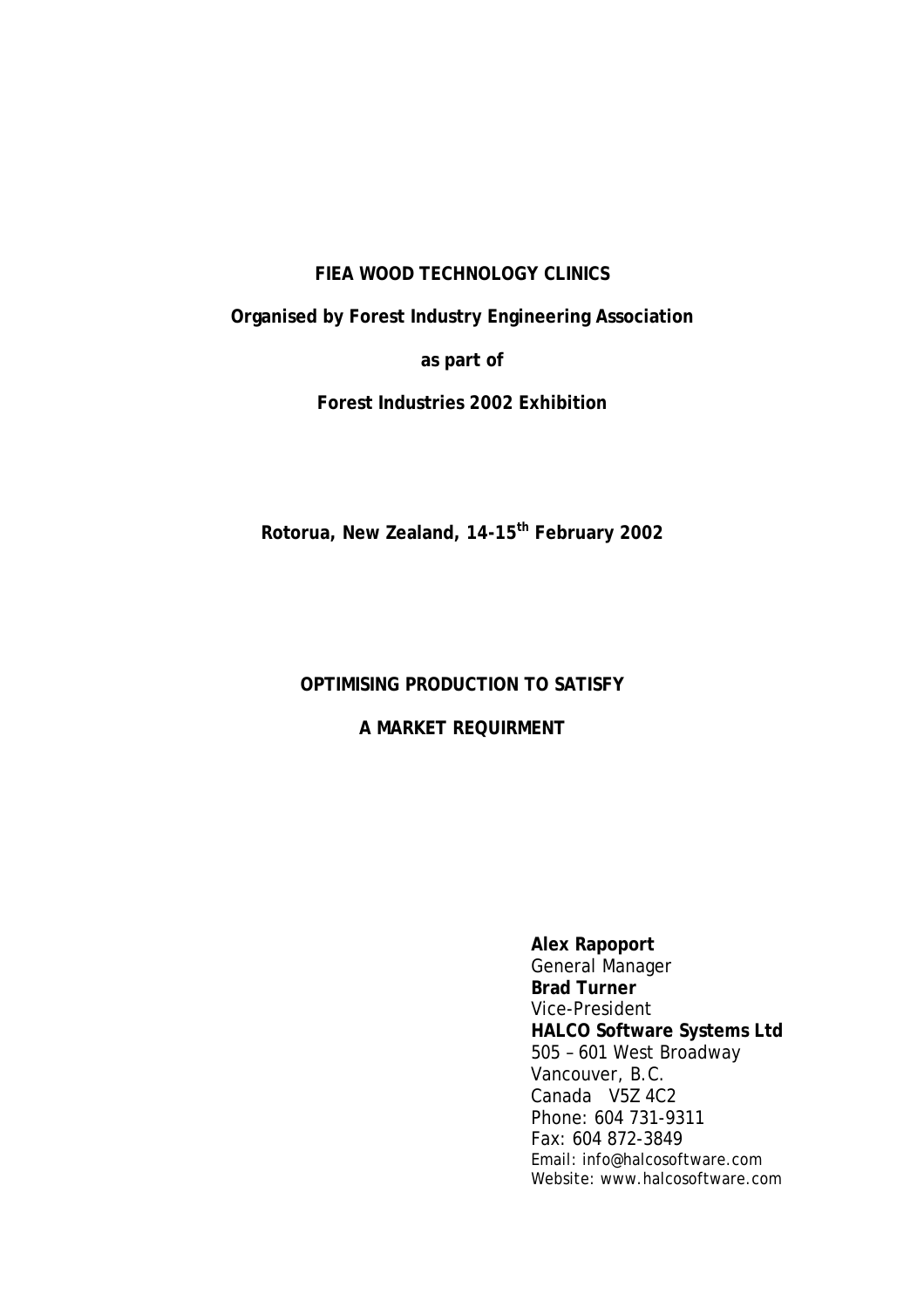**FIEA WOOD TECHNOLOGY CLINICS**

**Organised by Forest Industry Engineering Association**

**as part of**

**Forest Industries 2002 Exhibition**

**Rotorua, New Zealand, 14-15th February 2002**

# OPTIMISING PRODUCTION TO SATISFY A MARKET REQUIRMENT

**Alex Rapoport**
General Manager
**Brad Turner**
Vice-President
**HALCO Software Systems Ltd**
505 – 601 West Broadway
Vancouver, B.C.
Canada V5Z 4C2
Phone: 604 731-9311
Fax: 604 872-3849
Email: info@halcosoftware.com
Website: www.halcosoftware.com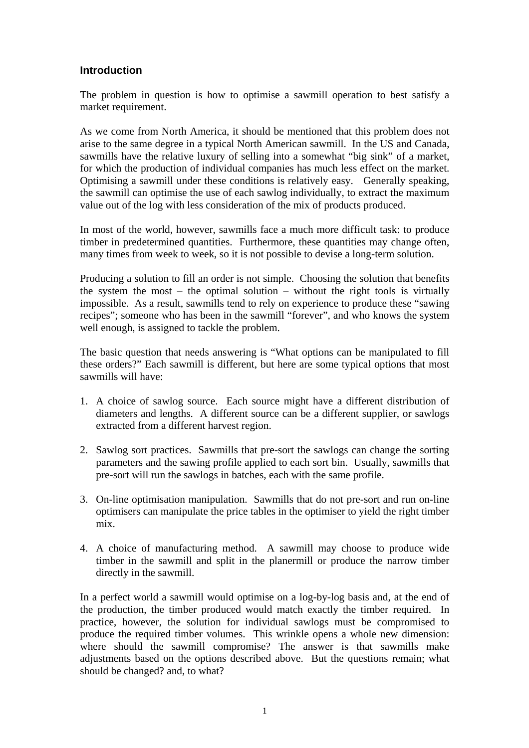## Introduction

The problem in question is how to optimise a sawmill operation to best satisfy a market requirement.

As we come from North America, it should be mentioned that this problem does not arise to the same degree in a typical North American sawmill. In the US and Canada, sawmills have the relative luxury of selling into a somewhat "big sink" of a market, for which the production of individual companies has much less effect on the market. Optimising a sawmill under these conditions is relatively easy. Generally speaking, the sawmill can optimise the use of each sawlog individually, to extract the maximum value out of the log with less consideration of the mix of products produced.

In most of the world, however, sawmills face a much more difficult task: to produce timber in predetermined quantities. Furthermore, these quantities may change often, many times from week to week, so it is not possible to devise a long-term solution.

Producing a solution to fill an order is not simple. Choosing the solution that benefits the system the most – the optimal solution – without the right tools is virtually impossible. As a result, sawmills tend to rely on experience to produce these "sawing recipes"; someone who has been in the sawmill "forever", and who knows the system well enough, is assigned to tackle the problem.

The basic question that needs answering is "What options can be manipulated to fill these orders?" Each sawmill is different, but here are some typical options that most sawmills will have:

1. A choice of sawlog source. Each source might have a different distribution of diameters and lengths. A different source can be a different supplier, or sawlogs extracted from a different harvest region.

2. Sawlog sort practices. Sawmills that pre-sort the sawlogs can change the sorting parameters and the sawing profile applied to each sort bin. Usually, sawmills that pre-sort will run the sawlogs in batches, each with the same profile.

3. On-line optimisation manipulation. Sawmills that do not pre-sort and run on-line optimisers can manipulate the price tables in the optimiser to yield the right timber mix.

4. A choice of manufacturing method. A sawmill may choose to produce wide timber in the sawmill and split in the planermill or produce the narrow timber directly in the sawmill.

In a perfect world a sawmill would optimise on a log-by-log basis and, at the end of the production, the timber produced would match exactly the timber required. In practice, however, the solution for individual sawlogs must be compromised to produce the required timber volumes. This wrinkle opens a whole new dimension: where should the sawmill compromise? The answer is that sawmills make adjustments based on the options described above. But the questions remain; what should be changed? and, to what?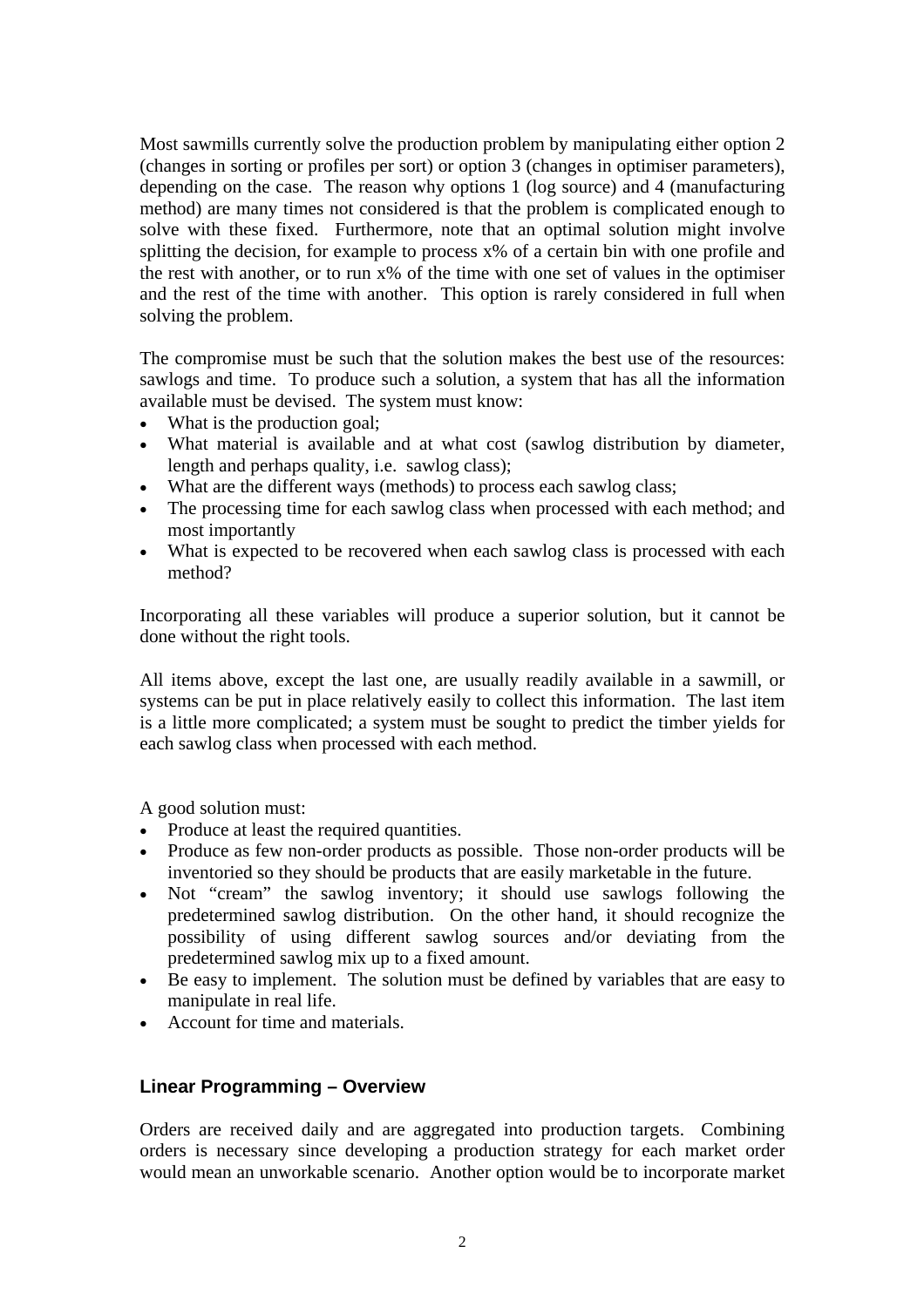Most sawmills currently solve the production problem by manipulating either option 2 (changes in sorting or profiles per sort) or option 3 (changes in optimiser parameters), depending on the case. The reason why options 1 (log source) and 4 (manufacturing method) are many times not considered is that the problem is complicated enough to solve with these fixed. Furthermore, note that an optimal solution might involve splitting the decision, for example to process x% of a certain bin with one profile and the rest with another, or to run x% of the time with one set of values in the optimiser and the rest of the time with another. This option is rarely considered in full when solving the problem.

The compromise must be such that the solution makes the best use of the resources: sawlogs and time. To produce such a solution, a system that has all the information available must be devised. The system must know:

- What is the production goal;
- What material is available and at what cost (sawlog distribution by diameter, length and perhaps quality, i.e. sawlog class);
- What are the different ways (methods) to process each sawlog class;
- The processing time for each sawlog class when processed with each method; and most importantly
- What is expected to be recovered when each sawlog class is processed with each method?

Incorporating all these variables will produce a superior solution, but it cannot be done without the right tools.

All items above, except the last one, are usually readily available in a sawmill, or systems can be put in place relatively easily to collect this information. The last item is a little more complicated; a system must be sought to predict the timber yields for each sawlog class when processed with each method.

A good solution must:

- Produce at least the required quantities.
- Produce as few non-order products as possible. Those non-order products will be inventoried so they should be products that are easily marketable in the future.
- Not "cream" the sawlog inventory; it should use sawlogs following the predetermined sawlog distribution. On the other hand, it should recognize the possibility of using different sawlog sources and/or deviating from the predetermined sawlog mix up to a fixed amount.
- Be easy to implement. The solution must be defined by variables that are easy to manipulate in real life.
- Account for time and materials.

## Linear Programming – Overview

Orders are received daily and are aggregated into production targets. Combining orders is necessary since developing a production strategy for each market order would mean an unworkable scenario. Another option would be to incorporate market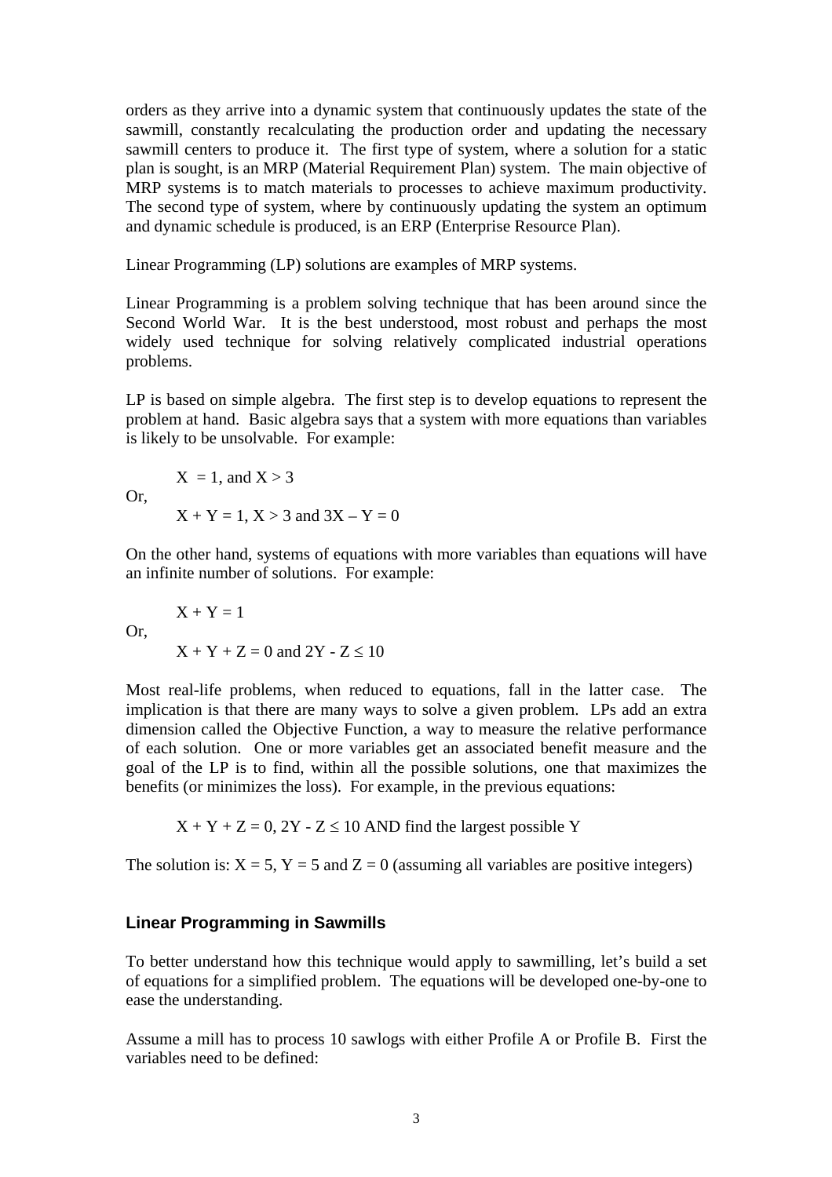orders as they arrive into a dynamic system that continuously updates the state of the sawmill, constantly recalculating the production order and updating the necessary sawmill centers to produce it. The first type of system, where a solution for a static plan is sought, is an MRP (Material Requirement Plan) system. The main objective of MRP systems is to match materials to processes to achieve maximum productivity. The second type of system, where by continuously updating the system an optimum and dynamic schedule is produced, is an ERP (Enterprise Resource Plan).

Linear Programming (LP) solutions are examples of MRP systems.

Linear Programming is a problem solving technique that has been around since the Second World War. It is the best understood, most robust and perhaps the most widely used technique for solving relatively complicated industrial operations problems.

LP is based on simple algebra. The first step is to develop equations to represent the problem at hand. Basic algebra says that a system with more equations than variables is likely to be unsolvable. For example:

$$X = 1, \text{ and } X > 3$$

Or,

$$X + Y = 1, X > 3 \text{ and } 3X – Y = 0$$

On the other hand, systems of equations with more variables than equations will have an infinite number of solutions. For example:

$$X + Y = 1$$

Or,

$$X + Y + Z = 0 \text{ and } 2Y - Z \leq 10$$

Most real-life problems, when reduced to equations, fall in the latter case. The implication is that there are many ways to solve a given problem. LPs add an extra dimension called the Objective Function, a way to measure the relative performance of each solution. One or more variables get an associated benefit measure and the goal of the LP is to find, within all the possible solutions, one that maximizes the benefits (or minimizes the loss). For example, in the previous equations:

$$X + Y + Z = 0, 2Y - Z \leq 10 \text{ AND find the largest possible Y}$$

The solution is: $X = 5$, $Y = 5$ and $Z = 0$ (assuming all variables are positive integers)

## Linear Programming in Sawmills

To better understand how this technique would apply to sawmilling, let's build a set of equations for a simplified problem. The equations will be developed one-by-one to ease the understanding.

Assume a mill has to process 10 sawlogs with either Profile A or Profile B. First the variables need to be defined: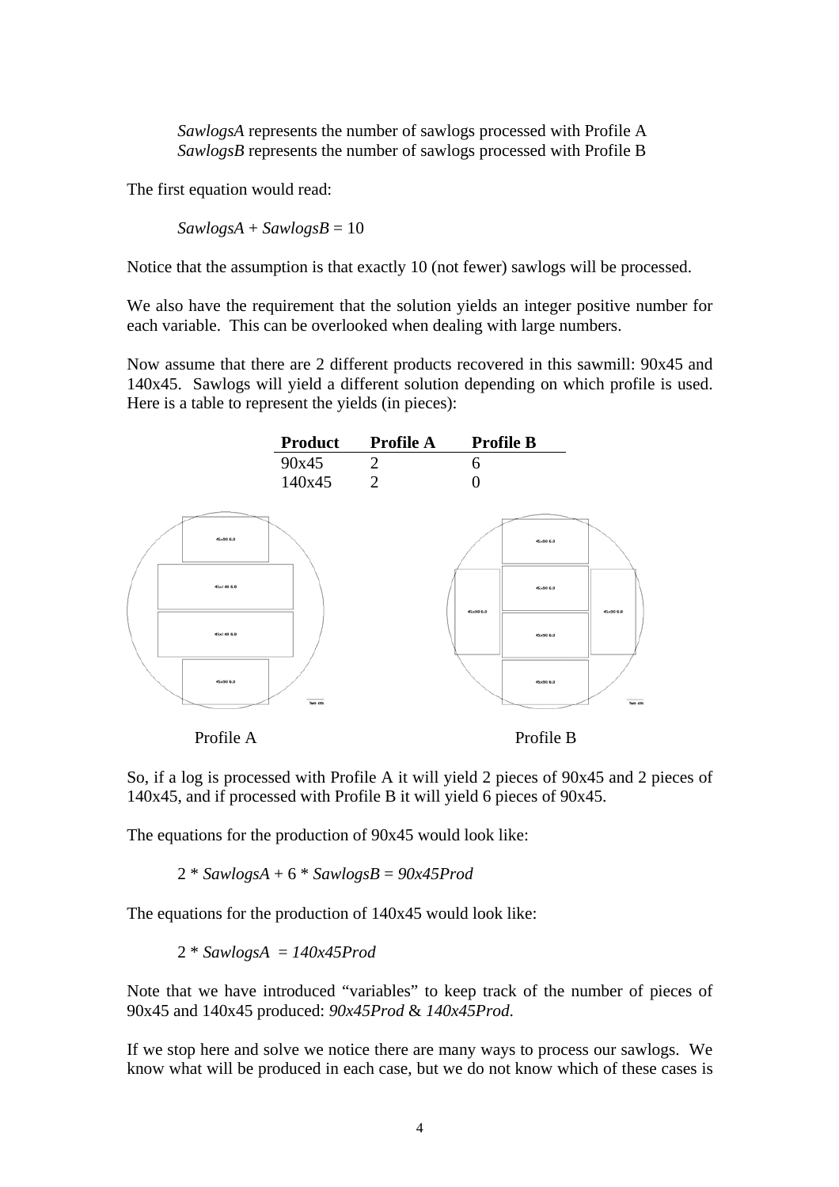*SawlogsA* represents the number of sawlogs processed with Profile A
*SawlogsB* represents the number of sawlogs processed with Profile B

The first equation would read:

$$SawlogsA + SawlogsB = 10$$

Notice that the assumption is that exactly 10 (not fewer) sawlogs will be processed.

We also have the requirement that the solution yields an integer positive number for each variable. This can be overlooked when dealing with large numbers.

Now assume that there are 2 different products recovered in this sawmill: 90x45 and 140x45. Sawlogs will yield a different solution depending on which profile is used. Here is a table to represent the yields (in pieces):

| Product | Profile A | Profile B |
|---|---|---|
| 90x45 | 2 | 6 |
| 140x45 | 2 | 0 |

Profile A                                        Profile B

So, if a log is processed with Profile A it will yield 2 pieces of 90x45 and 2 pieces of 140x45, and if processed with Profile B it will yield 6 pieces of 90x45.

The equations for the production of 90x45 would look like:

$$2 * SawlogsA + 6 * SawlogsB = 90x45Prod$$

The equations for the production of 140x45 would look like:

$$2 * SawlogsA = 140x45Prod$$

Note that we have introduced "variables" to keep track of the number of pieces of 90x45 and 140x45 produced: *90x45Prod* & *140x45Prod*.

If we stop here and solve we notice there are many ways to process our sawlogs. We know what will be produced in each case, but we do not know which of these cases is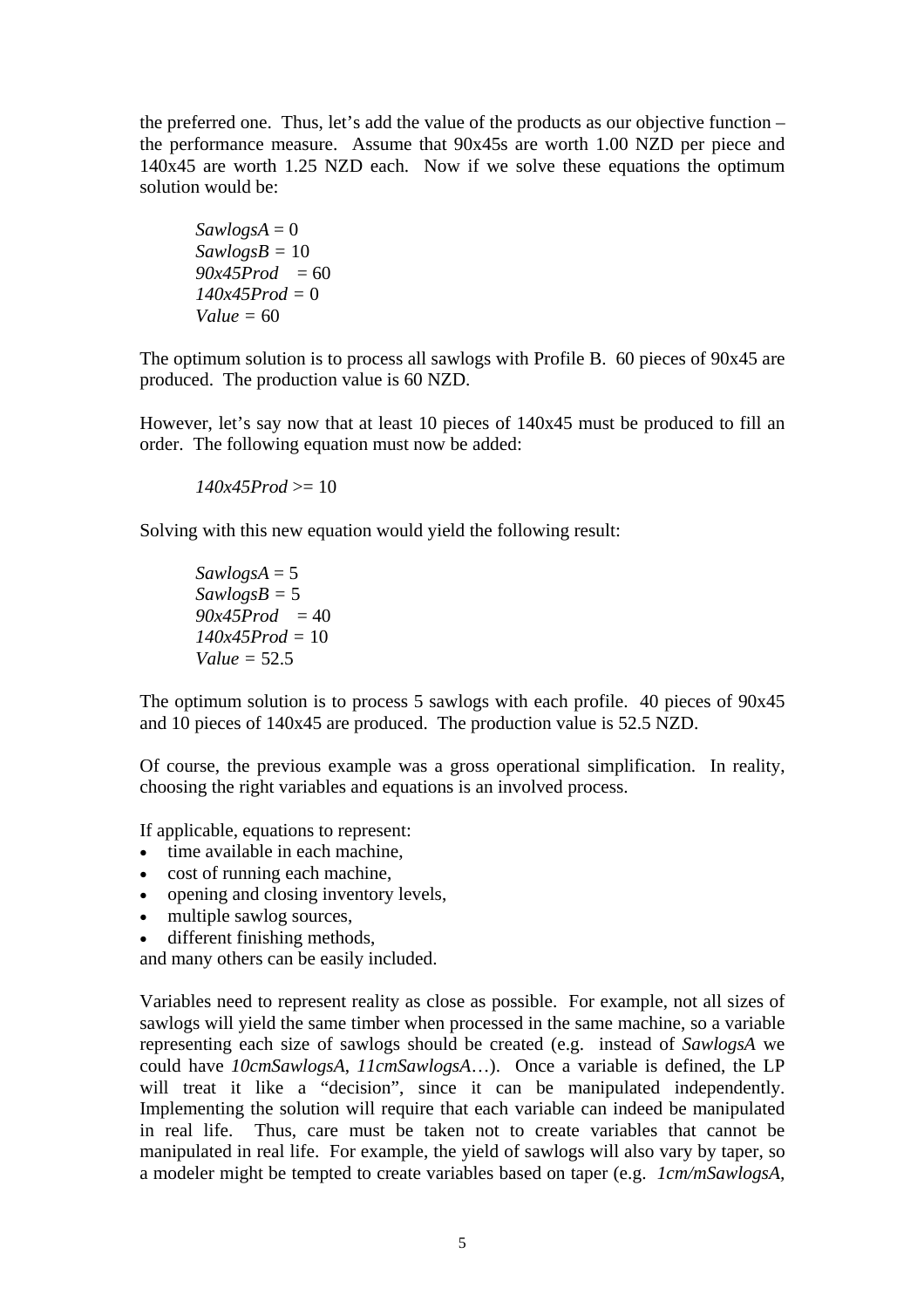the preferred one. Thus, let's add the value of the products as our objective function – the performance measure. Assume that 90x45s are worth 1.00 NZD per piece and 140x45 are worth 1.25 NZD each. Now if we solve these equations the optimum solution would be:

*SawlogsA* = 0
*SawlogsB* = 10
*90x45Prod* = 60
*140x45Prod* = 0
*Value* = 60

The optimum solution is to process all sawlogs with Profile B. 60 pieces of 90x45 are produced. The production value is 60 NZD.

However, let's say now that at least 10 pieces of 140x45 must be produced to fill an order. The following equation must now be added:

*140x45Prod* >= 10

Solving with this new equation would yield the following result:

*SawlogsA* = 5
*SawlogsB* = 5
*90x45Prod* = 40
*140x45Prod* = 10
*Value* = 52.5

The optimum solution is to process 5 sawlogs with each profile. 40 pieces of 90x45 and 10 pieces of 140x45 are produced. The production value is 52.5 NZD.

Of course, the previous example was a gross operational simplification. In reality, choosing the right variables and equations is an involved process.

If applicable, equations to represent:

- time available in each machine,
- cost of running each machine,
- opening and closing inventory levels,
- multiple sawlog sources,
- different finishing methods,

and many others can be easily included.

Variables need to represent reality as close as possible. For example, not all sizes of sawlogs will yield the same timber when processed in the same machine, so a variable representing each size of sawlogs should be created (e.g. instead of *SawlogsA* we could have *10cmSawlogsA*, *11cmSawlogsA*…). Once a variable is defined, the LP will treat it like a "decision", since it can be manipulated independently. Implementing the solution will require that each variable can indeed be manipulated in real life. Thus, care must be taken not to create variables that cannot be manipulated in real life. For example, the yield of sawlogs will also vary by taper, so a modeler might be tempted to create variables based on taper (e.g. *1cm/mSawlogsA*,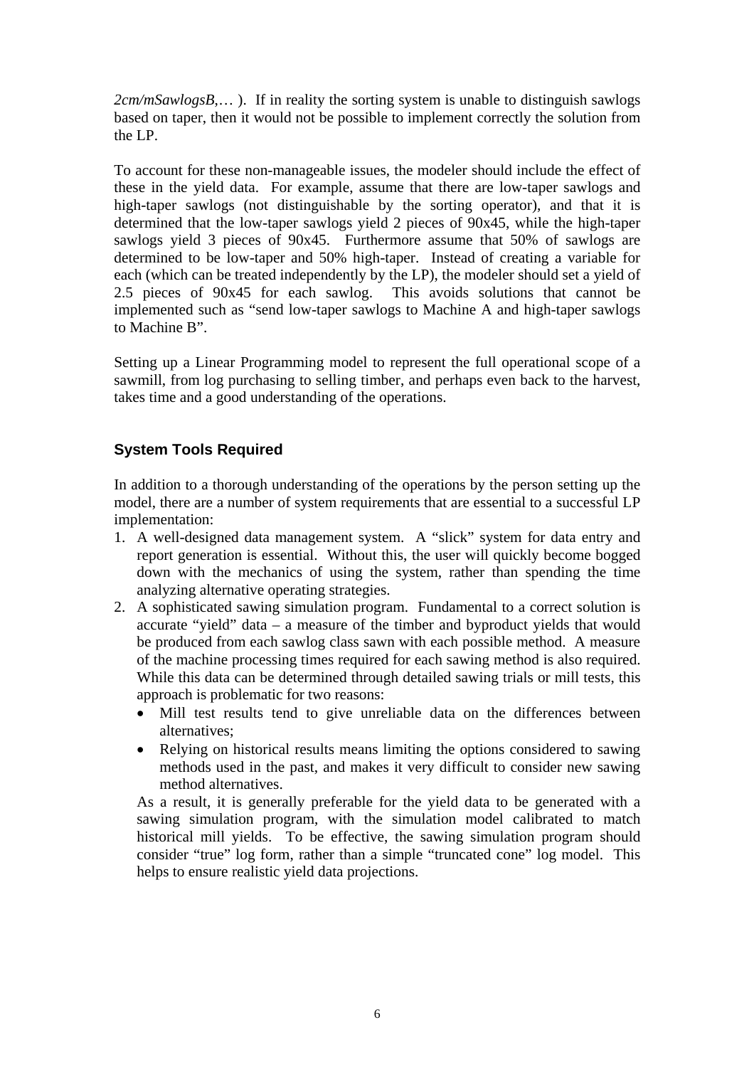*2cm/mSawlogsB*,… ). If in reality the sorting system is unable to distinguish sawlogs based on taper, then it would not be possible to implement correctly the solution from the LP.

To account for these non-manageable issues, the modeler should include the effect of these in the yield data. For example, assume that there are low-taper sawlogs and high-taper sawlogs (not distinguishable by the sorting operator), and that it is determined that the low-taper sawlogs yield 2 pieces of 90x45, while the high-taper sawlogs yield 3 pieces of 90x45. Furthermore assume that 50% of sawlogs are determined to be low-taper and 50% high-taper. Instead of creating a variable for each (which can be treated independently by the LP), the modeler should set a yield of 2.5 pieces of 90x45 for each sawlog. This avoids solutions that cannot be implemented such as "send low-taper sawlogs to Machine A and high-taper sawlogs to Machine B".

Setting up a Linear Programming model to represent the full operational scope of a sawmill, from log purchasing to selling timber, and perhaps even back to the harvest, takes time and a good understanding of the operations.

### System Tools Required

In addition to a thorough understanding of the operations by the person setting up the model, there are a number of system requirements that are essential to a successful LP implementation:

1. A well-designed data management system. A "slick" system for data entry and report generation is essential. Without this, the user will quickly become bogged down with the mechanics of using the system, rather than spending the time analyzing alternative operating strategies.
2. A sophisticated sawing simulation program. Fundamental to a correct solution is accurate "yield" data – a measure of the timber and byproduct yields that would be produced from each sawlog class sawn with each possible method. A measure of the machine processing times required for each sawing method is also required. While this data can be determined through detailed sawing trials or mill tests, this approach is problematic for two reasons:
   - Mill test results tend to give unreliable data on the differences between alternatives;
   - Relying on historical results means limiting the options considered to sawing methods used in the past, and makes it very difficult to consider new sawing method alternatives.

   As a result, it is generally preferable for the yield data to be generated with a sawing simulation program, with the simulation model calibrated to match historical mill yields. To be effective, the sawing simulation program should consider "true" log form, rather than a simple "truncated cone" log model. This helps to ensure realistic yield data projections.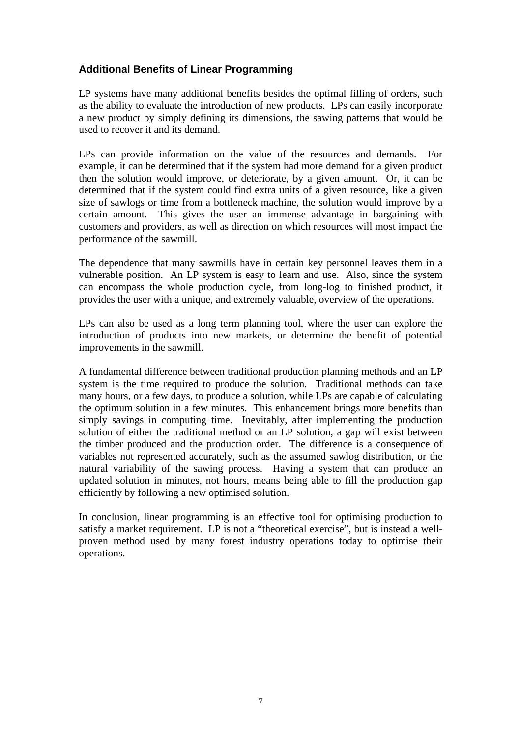### Additional Benefits of Linear Programming

LP systems have many additional benefits besides the optimal filling of orders, such as the ability to evaluate the introduction of new products. LPs can easily incorporate a new product by simply defining its dimensions, the sawing patterns that would be used to recover it and its demand.

LPs can provide information on the value of the resources and demands. For example, it can be determined that if the system had more demand for a given product then the solution would improve, or deteriorate, by a given amount. Or, it can be determined that if the system could find extra units of a given resource, like a given size of sawlogs or time from a bottleneck machine, the solution would improve by a certain amount. This gives the user an immense advantage in bargaining with customers and providers, as well as direction on which resources will most impact the performance of the sawmill.

The dependence that many sawmills have in certain key personnel leaves them in a vulnerable position. An LP system is easy to learn and use. Also, since the system can encompass the whole production cycle, from long-log to finished product, it provides the user with a unique, and extremely valuable, overview of the operations.

LPs can also be used as a long term planning tool, where the user can explore the introduction of products into new markets, or determine the benefit of potential improvements in the sawmill.

A fundamental difference between traditional production planning methods and an LP system is the time required to produce the solution. Traditional methods can take many hours, or a few days, to produce a solution, while LPs are capable of calculating the optimum solution in a few minutes. This enhancement brings more benefits than simply savings in computing time. Inevitably, after implementing the production solution of either the traditional method or an LP solution, a gap will exist between the timber produced and the production order. The difference is a consequence of variables not represented accurately, such as the assumed sawlog distribution, or the natural variability of the sawing process. Having a system that can produce an updated solution in minutes, not hours, means being able to fill the production gap efficiently by following a new optimised solution.

In conclusion, linear programming is an effective tool for optimising production to satisfy a market requirement. LP is not a "theoretical exercise", but is instead a well-proven method used by many forest industry operations today to optimise their operations.